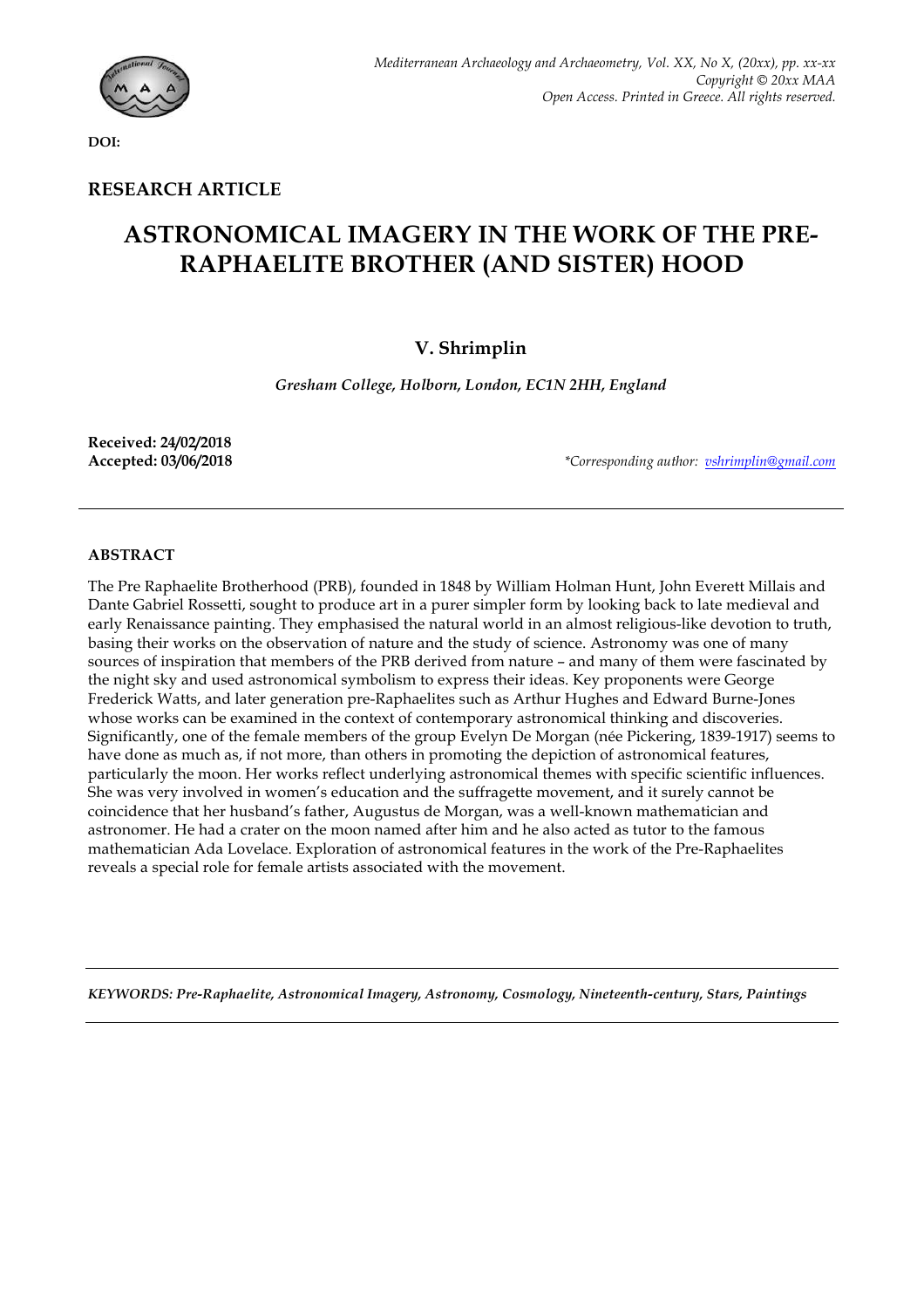DOI:

**RESEARCH ARTICLE**

# ASTRONOMICAL IMAGERY IN THE WORK OF THE PRE-RAPHAELITE BROTHER (AND SISTER) HOOD

**V. Shrimplin**

*Gresham College, Holborn, London, EC1N 2HH, England*

**Received: 24/02/2018**
**Accepted: 03/06/2018**

*\*Corresponding author: vshrimplin@gmail.com*

## ABSTRACT

The Pre Raphaelite Brotherhood (PRB), founded in 1848 by William Holman Hunt, John Everett Millais and Dante Gabriel Rossetti, sought to produce art in a purer simpler form by looking back to late medieval and early Renaissance painting. They emphasised the natural world in an almost religious-like devotion to truth, basing their works on the observation of nature and the study of science. Astronomy was one of many sources of inspiration that members of the PRB derived from nature – and many of them were fascinated by the night sky and used astronomical symbolism to express their ideas. Key proponents were George Frederick Watts, and later generation pre-Raphaelites such as Arthur Hughes and Edward Burne-Jones whose works can be examined in the context of contemporary astronomical thinking and discoveries. Significantly, one of the female members of the group Evelyn De Morgan (née Pickering, 1839-1917) seems to have done as much as, if not more, than others in promoting the depiction of astronomical features, particularly the moon. Her works reflect underlying astronomical themes with specific scientific influences. She was very involved in women's education and the suffragette movement, and it surely cannot be coincidence that her husband's father, Augustus de Morgan, was a well-known mathematician and astronomer. He had a crater on the moon named after him and he also acted as tutor to the famous mathematician Ada Lovelace. Exploration of astronomical features in the work of the Pre-Raphaelites reveals a special role for female artists associated with the movement.

*KEYWORDS: **Pre-Raphaelite, Astronomical Imagery, Astronomy, Cosmology, Nineteenth-century, Stars, Paintings***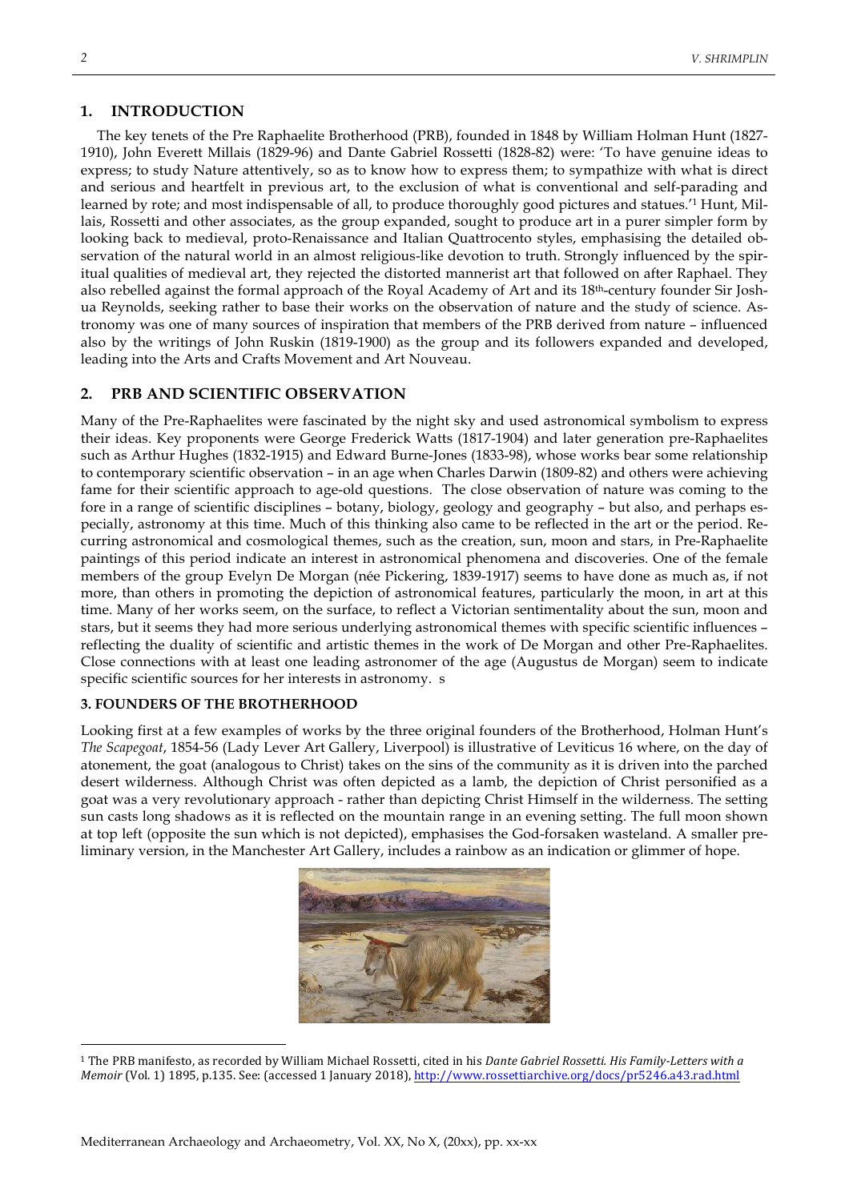## 1. INTRODUCTION

The key tenets of the Pre Raphaelite Brotherhood (PRB), founded in 1848 by William Holman Hunt (1827-1910), John Everett Millais (1829-96) and Dante Gabriel Rossetti (1828-82) were: 'To have genuine ideas to express; to study Nature attentively, so as to know how to express them; to sympathize with what is direct and serious and heartfelt in previous art, to the exclusion of what is conventional and self-parading and learned by rote; and most indispensable of all, to produce thoroughly good pictures and statues.'[1] Hunt, Millais, Rossetti and other associates, as the group expanded, sought to produce art in a purer simpler form by looking back to medieval, proto-Renaissance and Italian Quattrocento styles, emphasising the detailed observation of the natural world in an almost religious-like devotion to truth. Strongly influenced by the spiritual qualities of medieval art, they rejected the distorted mannerist art that followed on after Raphael. They also rebelled against the formal approach of the Royal Academy of Art and its 18th-century founder Sir Joshua Reynolds, seeking rather to base their works on the observation of nature and the study of science. Astronomy was one of many sources of inspiration that members of the PRB derived from nature – influenced also by the writings of John Ruskin (1819-1900) as the group and its followers expanded and developed, leading into the Arts and Crafts Movement and Art Nouveau.

## 2. PRB AND SCIENTIFIC OBSERVATION

Many of the Pre-Raphaelites were fascinated by the night sky and used astronomical symbolism to express their ideas. Key proponents were George Frederick Watts (1817-1904) and later generation pre-Raphaelites such as Arthur Hughes (1832-1915) and Edward Burne-Jones (1833-98), whose works bear some relationship to contemporary scientific observation – in an age when Charles Darwin (1809-82) and others were achieving fame for their scientific approach to age-old questions. The close observation of nature was coming to the fore in a range of scientific disciplines – botany, biology, geology and geography – but also, and perhaps especially, astronomy at this time. Much of this thinking also came to be reflected in the art or the period. Recurring astronomical and cosmological themes, such as the creation, sun, moon and stars, in Pre-Raphaelite paintings of this period indicate an interest in astronomical phenomena and discoveries. One of the female members of the group Evelyn De Morgan (née Pickering, 1839-1917) seems to have done as much as, if not more, than others in promoting the depiction of astronomical features, particularly the moon, in art at this time. Many of her works seem, on the surface, to reflect a Victorian sentimentality about the sun, moon and stars, but it seems they had more serious underlying astronomical themes with specific scientific influences – reflecting the duality of scientific and artistic themes in the work of De Morgan and other Pre-Raphaelites. Close connections with at least one leading astronomer of the age (Augustus de Morgan) seem to indicate specific scientific sources for her interests in astronomy. s

### 3. FOUNDERS OF THE BROTHERHOOD

Looking first at a few examples of works by the three original founders of the Brotherhood, Holman Hunt's *The Scapegoat*, 1854-56 (Lady Lever Art Gallery, Liverpool) is illustrative of Leviticus 16 where, on the day of atonement, the goat (analogous to Christ) takes on the sins of the community as it is driven into the parched desert wilderness. Although Christ was often depicted as a lamb, the depiction of Christ personified as a goat was a very revolutionary approach - rather than depicting Christ Himself in the wilderness. The setting sun casts long shadows as it is reflected on the mountain range in an evening setting. The full moon shown at top left (opposite the sun which is not depicted), emphasises the God-forsaken wasteland. A smaller preliminary version, in the Manchester Art Gallery, includes a rainbow as an indication or glimmer of hope.

[1] The PRB manifesto, as recorded by William Michael Rossetti, cited in his *Dante Gabriel Rossetti. His Family-Letters with a Memoir* (Vol. 1) 1895, p.135. See: (accessed 1 January 2018), http://www.rossettiarchive.org/docs/pr5246.a43.rad.html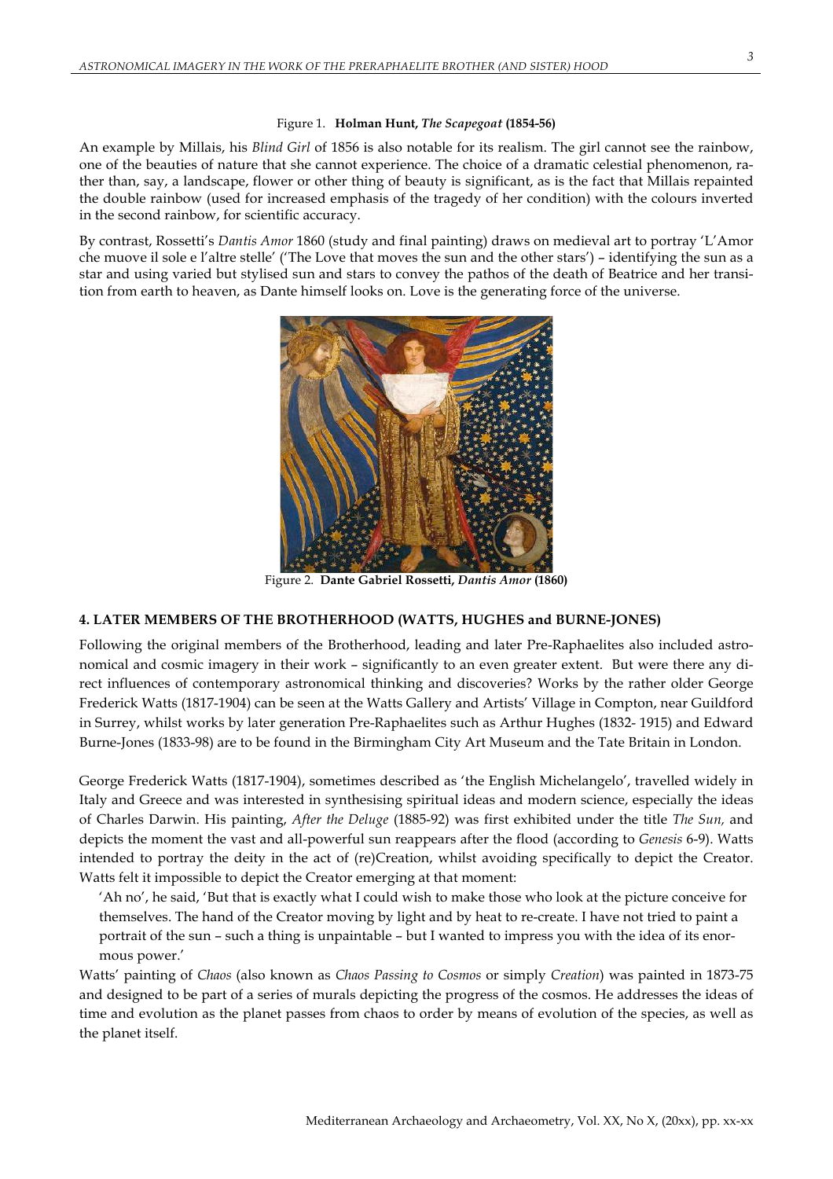Figure 1. **Holman Hunt, *The Scapegoat* (1854-56)**

An example by Millais, his *Blind Girl* of 1856 is also notable for its realism. The girl cannot see the rainbow, one of the beauties of nature that she cannot experience. The choice of a dramatic celestial phenomenon, rather than, say, a landscape, flower or other thing of beauty is significant, as is the fact that Millais repainted the double rainbow (used for increased emphasis of the tragedy of her condition) with the colours inverted in the second rainbow, for scientific accuracy.

By contrast, Rossetti's *Dantis Amor* 1860 (study and final painting) draws on medieval art to portray 'L'Amor che muove il sole e l'altre stelle' ('The Love that moves the sun and the other stars') – identifying the sun as a star and using varied but stylised sun and stars to convey the pathos of the death of Beatrice and her transition from earth to heaven, as Dante himself looks on. Love is the generating force of the universe.

Figure 2. **Dante Gabriel Rossetti, *Dantis Amor* (1860)**

## 4. LATER MEMBERS OF THE BROTHERHOOD (WATTS, HUGHES and BURNE-JONES)

Following the original members of the Brotherhood, leading and later Pre-Raphaelites also included astronomical and cosmic imagery in their work – significantly to an even greater extent. But were there any direct influences of contemporary astronomical thinking and discoveries? Works by the rather older George Frederick Watts (1817-1904) can be seen at the Watts Gallery and Artists' Village in Compton, near Guildford in Surrey, whilst works by later generation Pre-Raphaelites such as Arthur Hughes (1832- 1915) and Edward Burne-Jones (1833-98) are to be found in the Birmingham City Art Museum and the Tate Britain in London.

George Frederick Watts (1817-1904), sometimes described as 'the English Michelangelo', travelled widely in Italy and Greece and was interested in synthesising spiritual ideas and modern science, especially the ideas of Charles Darwin. His painting, *After the Deluge* (1885-92) was first exhibited under the title *The Sun,* and depicts the moment the vast and all-powerful sun reappears after the flood (according to *Genesis* 6-9). Watts intended to portray the deity in the act of (re)Creation, whilst avoiding specifically to depict the Creator. Watts felt it impossible to depict the Creator emerging at that moment:

> 'Ah no', he said, 'But that is exactly what I could wish to make those who look at the picture conceive for themselves. The hand of the Creator moving by light and by heat to re-create. I have not tried to paint a portrait of the sun – such a thing is unpaintable – but I wanted to impress you with the idea of its enormous power.'

Watts' painting of *Chaos* (also known as *Chaos Passing to Cosmos* or simply *Creation*) was painted in 1873-75 and designed to be part of a series of murals depicting the progress of the cosmos. He addresses the ideas of time and evolution as the planet passes from chaos to order by means of evolution of the species, as well as the planet itself.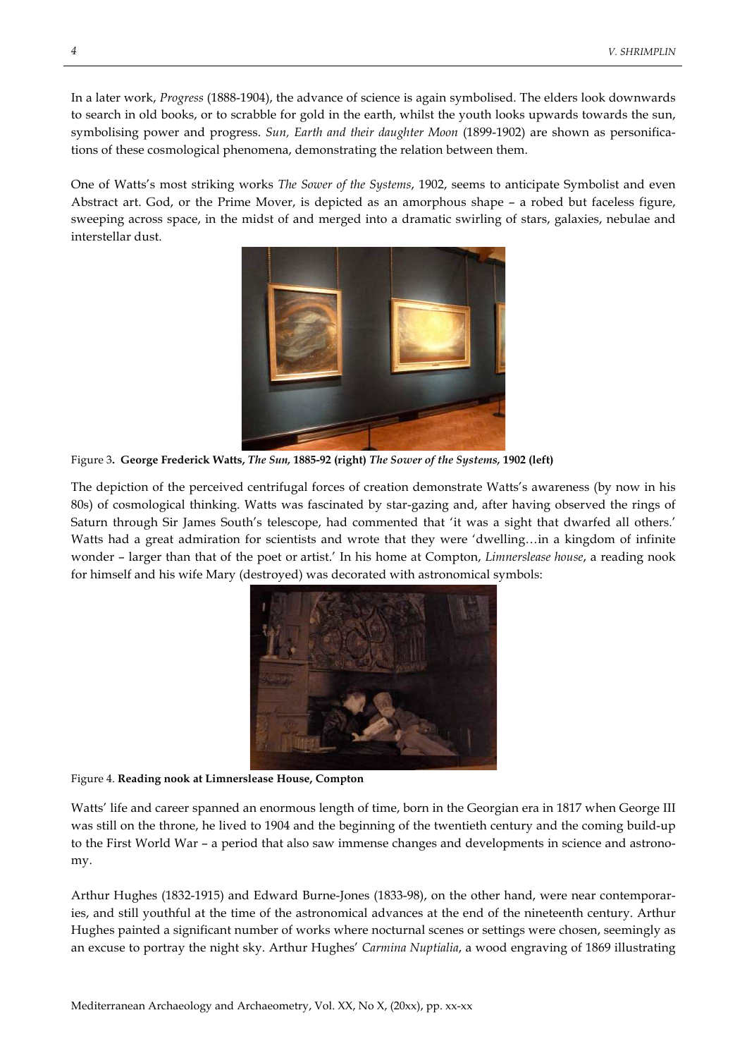In a later work, *Progress* (1888-1904), the advance of science is again symbolised. The elders look downwards to search in old books, or to scrabble for gold in the earth, whilst the youth looks upwards towards the sun, symbolising power and progress. *Sun, Earth and their daughter Moon* (1899-1902) are shown as personifications of these cosmological phenomena, demonstrating the relation between them.

One of Watts's most striking works *The Sower of the Systems*, 1902, seems to anticipate Symbolist and even Abstract art. God, or the Prime Mover, is depicted as an amorphous shape – a robed but faceless figure, sweeping across space, in the midst of and merged into a dramatic swirling of stars, galaxies, nebulae and interstellar dust.

Figure 3. **George Frederick Watts, *The Sun,* 1885-92 (right) *The Sower of the Systems,* 1902 (left)**

The depiction of the perceived centrifugal forces of creation demonstrate Watts's awareness (by now in his 80s) of cosmological thinking. Watts was fascinated by star-gazing and, after having observed the rings of Saturn through Sir James South's telescope, had commented that 'it was a sight that dwarfed all others.' Watts had a great admiration for scientists and wrote that they were 'dwelling…in a kingdom of infinite wonder – larger than that of the poet or artist.' In his home at Compton, *Limnerslease house*, a reading nook for himself and his wife Mary (destroyed) was decorated with astronomical symbols:

Figure 4. **Reading nook at Limnerslease House, Compton**

Watts' life and career spanned an enormous length of time, born in the Georgian era in 1817 when George III was still on the throne, he lived to 1904 and the beginning of the twentieth century and the coming build-up to the First World War – a period that also saw immense changes and developments in science and astronomy.

Arthur Hughes (1832-1915) and Edward Burne-Jones (1833-98), on the other hand, were near contemporaries, and still youthful at the time of the astronomical advances at the end of the nineteenth century. Arthur Hughes painted a significant number of works where nocturnal scenes or settings were chosen, seemingly as an excuse to portray the night sky. Arthur Hughes' *Carmina Nuptialia*, a wood engraving of 1869 illustrating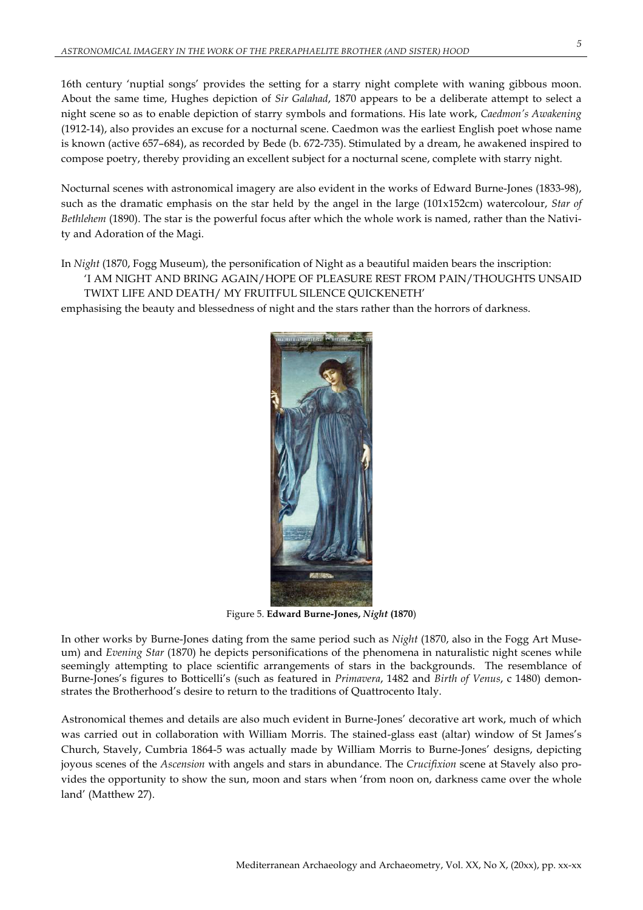16th century 'nuptial songs' provides the setting for a starry night complete with waning gibbous moon. About the same time, Hughes depiction of *Sir Galahad*, 1870 appears to be a deliberate attempt to select a night scene so as to enable depiction of starry symbols and formations. His late work, *Caedmon's Awakening* (1912-14), also provides an excuse for a nocturnal scene. Caedmon was the earliest English poet whose name is known (active 657–684), as recorded by Bede (b. 672-735). Stimulated by a dream, he awakened inspired to compose poetry, thereby providing an excellent subject for a nocturnal scene, complete with starry night.

Nocturnal scenes with astronomical imagery are also evident in the works of Edward Burne-Jones (1833-98), such as the dramatic emphasis on the star held by the angel in the large (101x152cm) watercolour, *Star of Bethlehem* (1890). The star is the powerful focus after which the whole work is named, rather than the Nativity and Adoration of the Magi.

In *Night* (1870, Fogg Museum), the personification of Night as a beautiful maiden bears the inscription:

> 'I AM NIGHT AND BRING AGAIN/HOPE OF PLEASURE REST FROM PAIN/THOUGHTS UNSAID TWIXT LIFE AND DEATH/ MY FRUITFUL SILENCE QUICKENETH'

emphasising the beauty and blessedness of night and the stars rather than the horrors of darkness.

Figure 5. **Edward Burne-Jones, *Night* (1870)**

In other works by Burne-Jones dating from the same period such as *Night* (1870, also in the Fogg Art Museum) and *Evening Star* (1870) he depicts personifications of the phenomena in naturalistic night scenes while seemingly attempting to place scientific arrangements of stars in the backgrounds. The resemblance of Burne-Jones's figures to Botticelli's (such as featured in *Primavera*, 1482 and *Birth of Venus*, c 1480) demonstrates the Brotherhood's desire to return to the traditions of Quattrocento Italy.

Astronomical themes and details are also much evident in Burne-Jones' decorative art work, much of which was carried out in collaboration with William Morris. The stained-glass east (altar) window of St James's Church, Stavely, Cumbria 1864-5 was actually made by William Morris to Burne-Jones' designs, depicting joyous scenes of the *Ascension* with angels and stars in abundance. The *Crucifixion* scene at Stavely also provides the opportunity to show the sun, moon and stars when 'from noon on, darkness came over the whole land' (Matthew 27).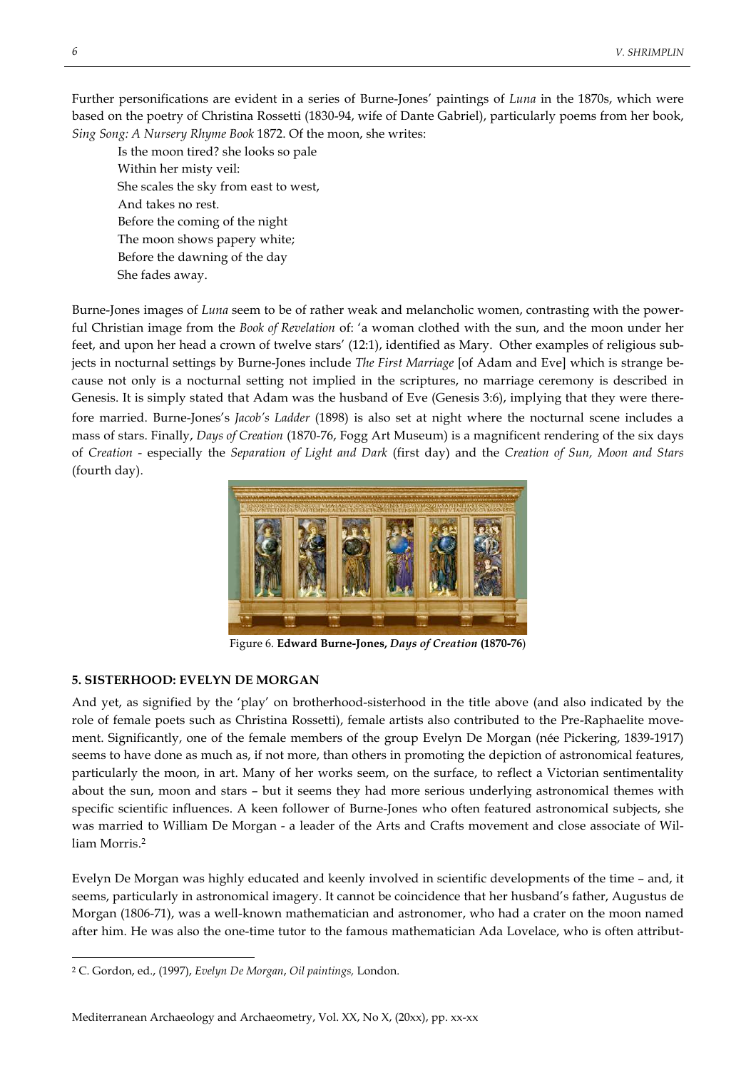Further personifications are evident in a series of Burne-Jones' paintings of *Luna* in the 1870s, which were based on the poetry of Christina Rossetti (1830-94, wife of Dante Gabriel), particularly poems from her book, *Sing Song: A Nursery Rhyme Book* 1872. Of the moon, she writes:

> Is the moon tired? she looks so pale
> Within her misty veil:
> She scales the sky from east to west,
> And takes no rest.
> Before the coming of the night
> The moon shows papery white;
> Before the dawning of the day
> She fades away.

Burne-Jones images of *Luna* seem to be of rather weak and melancholic women, contrasting with the powerful Christian image from the *Book of Revelation* of: 'a woman clothed with the sun, and the moon under her feet, and upon her head a crown of twelve stars' (12:1), identified as Mary. Other examples of religious subjects in nocturnal settings by Burne-Jones include *The First Marriage* [of Adam and Eve] which is strange because not only is a nocturnal setting not implied in the scriptures, no marriage ceremony is described in Genesis. It is simply stated that Adam was the husband of Eve (Genesis 3:6), implying that they were therefore married. Burne-Jones's *Jacob's Ladder* (1898) is also set at night where the nocturnal scene includes a mass of stars. Finally, *Days of Creation* (1870-76, Fogg Art Museum) is a magnificent rendering of the six days of *Creation* - especially the *Separation of Light and Dark* (first day) and the *Creation of Sun, Moon and Stars* (fourth day).

Figure 6. **Edward Burne-Jones, *Days of Creation* (1870-76)**

## 5. SISTERHOOD: EVELYN DE MORGAN

And yet, as signified by the 'play' on brotherhood-sisterhood in the title above (and also indicated by the role of female poets such as Christina Rossetti), female artists also contributed to the Pre-Raphaelite movement. Significantly, one of the female members of the group Evelyn De Morgan (née Pickering, 1839-1917) seems to have done as much as, if not more, than others in promoting the depiction of astronomical features, particularly the moon, in art. Many of her works seem, on the surface, to reflect a Victorian sentimentality about the sun, moon and stars – but it seems they had more serious underlying astronomical themes with specific scientific influences. A keen follower of Burne-Jones who often featured astronomical subjects, she was married to William De Morgan - a leader of the Arts and Crafts movement and close associate of William Morris.[2]

Evelyn De Morgan was highly educated and keenly involved in scientific developments of the time – and, it seems, particularly in astronomical imagery. It cannot be coincidence that her husband's father, Augustus de Morgan (1806-71), was a well-known mathematician and astronomer, who had a crater on the moon named after him. He was also the one-time tutor to the famous mathematician Ada Lovelace, who is often attribut-

[2] C. Gordon, ed., (1997), *Evelyn De Morgan*, *Oil paintings,* London.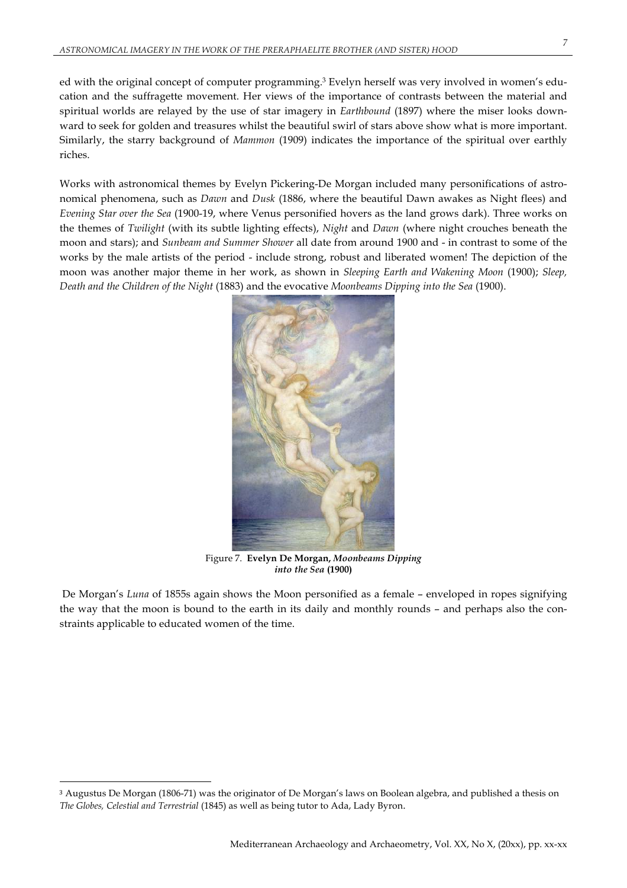ed with the original concept of computer programming.[3] Evelyn herself was very involved in women's education and the suffragette movement. Her views of the importance of contrasts between the material and spiritual worlds are relayed by the use of star imagery in *Earthbound* (1897) where the miser looks downward to seek for golden and treasures whilst the beautiful swirl of stars above show what is more important. Similarly, the starry background of *Mammon* (1909) indicates the importance of the spiritual over earthly riches.

Works with astronomical themes by Evelyn Pickering-De Morgan included many personifications of astronomical phenomena, such as *Dawn* and *Dusk* (1886, where the beautiful Dawn awakes as Night flees) and *Evening Star over the Sea* (1900-19, where Venus personified hovers as the land grows dark). Three works on the themes of *Twilight* (with its subtle lighting effects), *Night* and *Dawn* (where night crouches beneath the moon and stars); and *Sunbeam and Summer Shower* all date from around 1900 and - in contrast to some of the works by the male artists of the period - include strong, robust and liberated women! The depiction of the moon was another major theme in her work, as shown in *Sleeping Earth and Wakening Moon* (1900); *Sleep, Death and the Children of the Night* (1883) and the evocative *Moonbeams Dipping into the Sea* (1900).

Figure 7. **Evelyn De Morgan, *Moonbeams Dipping into the Sea* (1900)**

De Morgan's *Luna* of 1855s again shows the Moon personified as a female – enveloped in ropes signifying the way that the moon is bound to the earth in its daily and monthly rounds – and perhaps also the constraints applicable to educated women of the time.

---

[3] Augustus De Morgan (1806-71) was the originator of De Morgan's laws on Boolean algebra, and published a thesis on *The Globes, Celestial and Terrestrial* (1845) as well as being tutor to Ada, Lady Byron.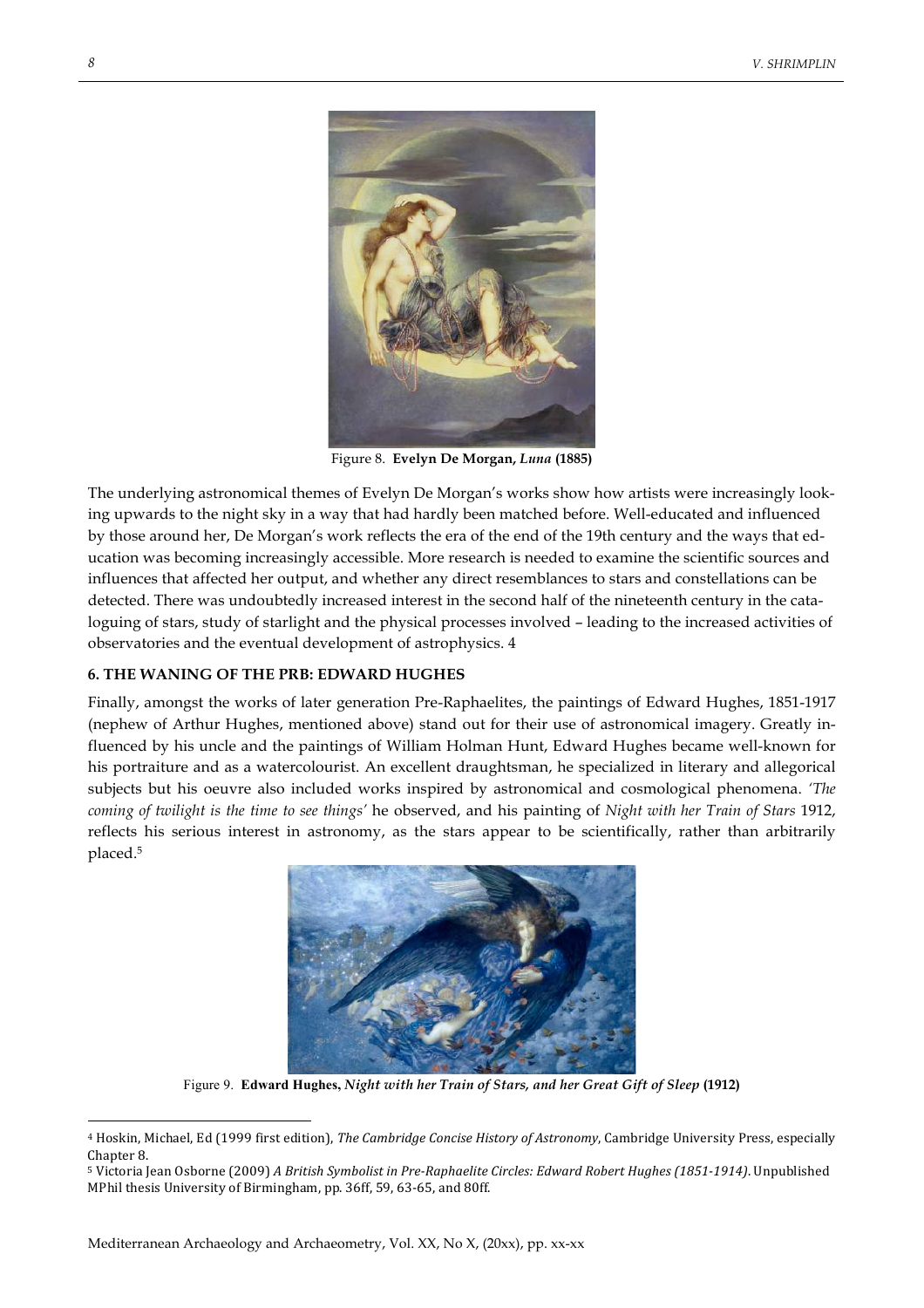Figure 8. **Evelyn De Morgan, *Luna* (1885)**

The underlying astronomical themes of Evelyn De Morgan's works show how artists were increasingly looking upwards to the night sky in a way that had hardly been matched before. Well-educated and influenced by those around her, De Morgan's work reflects the era of the end of the 19th century and the ways that education was becoming increasingly accessible. More research is needed to examine the scientific sources and influences that affected her output, and whether any direct resemblances to stars and constellations can be detected. There was undoubtedly increased interest in the second half of the nineteenth century in the cataloguing of stars, study of starlight and the physical processes involved – leading to the increased activities of observatories and the eventual development of astrophysics. 4

## 6. THE WANING OF THE PRB: EDWARD HUGHES

Finally, amongst the works of later generation Pre-Raphaelites, the paintings of Edward Hughes, 1851-1917 (nephew of Arthur Hughes, mentioned above) stand out for their use of astronomical imagery. Greatly influenced by his uncle and the paintings of William Holman Hunt, Edward Hughes became well-known for his portraiture and as a watercolourist. An excellent draughtsman, he specialized in literary and allegorical subjects but his oeuvre also included works inspired by astronomical and cosmological phenomena. *'The coming of twilight is the time to see things'* he observed, and his painting of *Night with her Train of Stars* 1912, reflects his serious interest in astronomy, as the stars appear to be scientifically, rather than arbitrarily placed.[5]

Figure 9. **Edward Hughes, *Night with her Train of Stars, and her Great Gift of Sleep* (1912)**

---

[4] Hoskin, Michael, Ed (1999 first edition), *The Cambridge Concise History of Astronomy*, Cambridge University Press, especially Chapter 8.

[5] Victoria Jean Osborne (2009) *A British Symbolist in Pre-Raphaelite Circles: Edward Robert Hughes (1851-1914)*. Unpublished MPhil thesis University of Birmingham, pp. 36ff, 59, 63-65, and 80ff.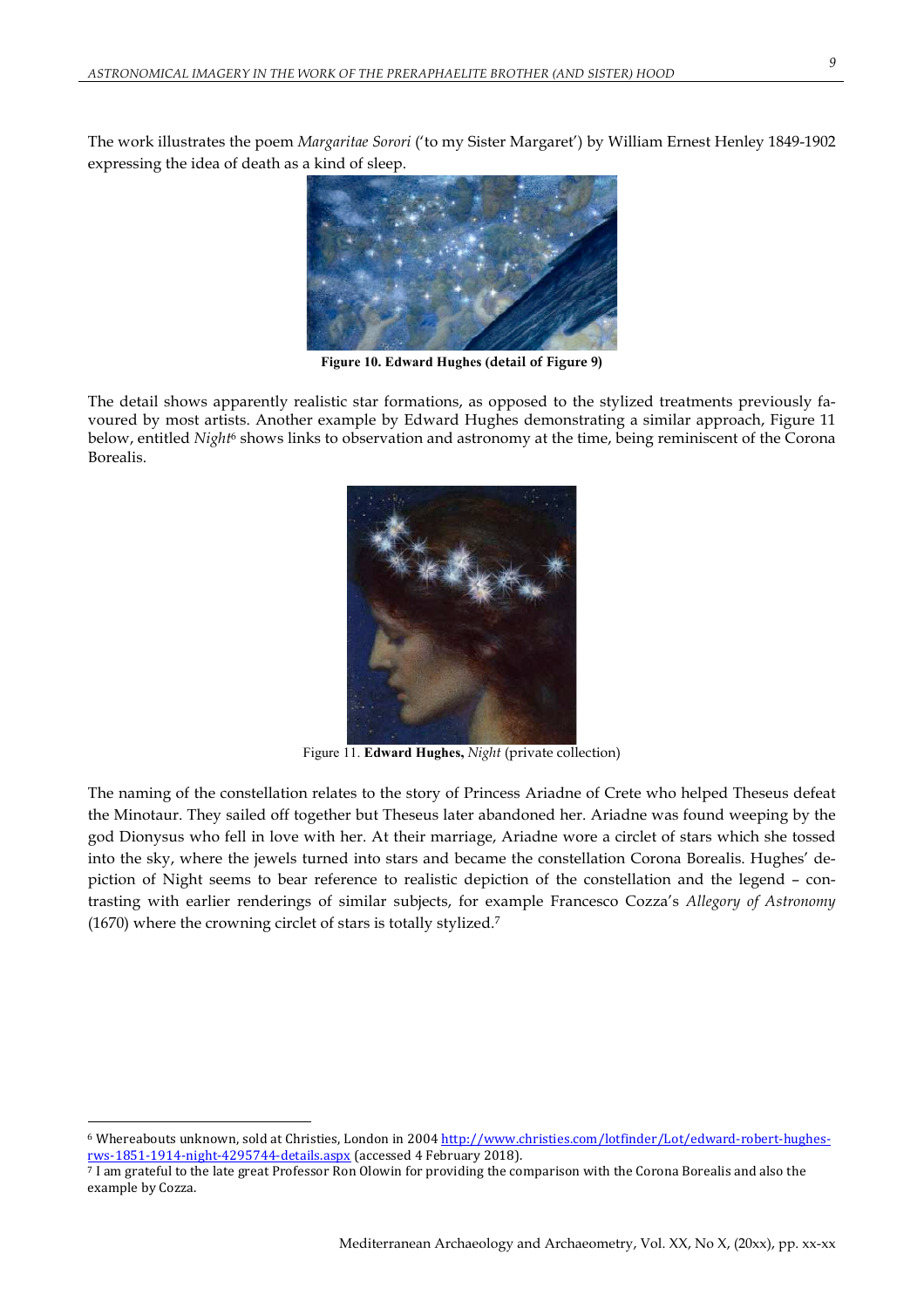The work illustrates the poem *Margaritae Sorori* ('to my Sister Margaret') by William Ernest Henley 1849-1902 expressing the idea of death as a kind of sleep.

**Figure 10. Edward Hughes (detail of Figure 9)**

The detail shows apparently realistic star formations, as opposed to the stylized treatments previously favoured by most artists. Another example by Edward Hughes demonstrating a similar approach, Figure 11 below, entitled *Night*[6] shows links to observation and astronomy at the time, being reminiscent of the Corona Borealis.

Figure 11. **Edward Hughes,** *Night* (private collection)

The naming of the constellation relates to the story of Princess Ariadne of Crete who helped Theseus defeat the Minotaur. They sailed off together but Theseus later abandoned her. Ariadne was found weeping by the god Dionysus who fell in love with her. At their marriage, Ariadne wore a circlet of stars which she tossed into the sky, where the jewels turned into stars and became the constellation Corona Borealis. Hughes' depiction of Night seems to bear reference to realistic depiction of the constellation and the legend – contrasting with earlier renderings of similar subjects, for example Francesco Cozza's *Allegory of Astronomy* (1670) where the crowning circlet of stars is totally stylized.[7]

---

[6] Whereabouts unknown, sold at Christies, London in 2004 http://www.christies.com/lotfinder/Lot/edward-robert-hughes-rws-1851-1914-night-4295744-details.aspx (accessed 4 February 2018).

[7] I am grateful to the late great Professor Ron Olowin for providing the comparison with the Corona Borealis and also the example by Cozza.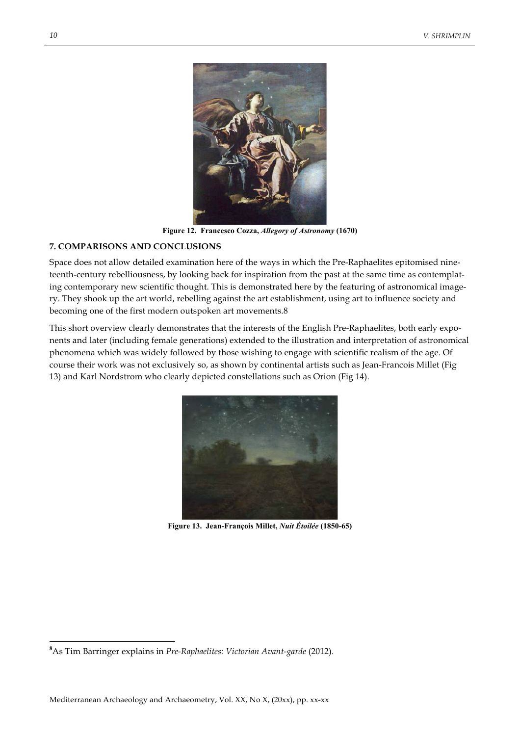Figure 12. Francesco Cozza, *Allegory of Astronomy* (1670)

## 7. COMPARISONS AND CONCLUSIONS

Space does not allow detailed examination here of the ways in which the Pre-Raphaelites epitomised nineteenth-century rebelliousness, by looking back for inspiration from the past at the same time as contemplating contemporary new scientific thought. This is demonstrated here by the featuring of astronomical imagery. They shook up the art world, rebelling against the art establishment, using art to influence society and becoming one of the first modern outspoken art movements.8

This short overview clearly demonstrates that the interests of the English Pre-Raphaelites, both early exponents and later (including female generations) extended to the illustration and interpretation of astronomical phenomena which was widely followed by those wishing to engage with scientific realism of the age. Of course their work was not exclusively so, as shown by continental artists such as Jean-Francois Millet (Fig 13) and Karl Nordstrom who clearly depicted constellations such as Orion (Fig 14).

Figure 13. Jean-François Millet, *Nuit Étoilée* (1850-65)

---

[8] As Tim Barringer explains in *Pre-Raphaelites: Victorian Avant-garde* (2012).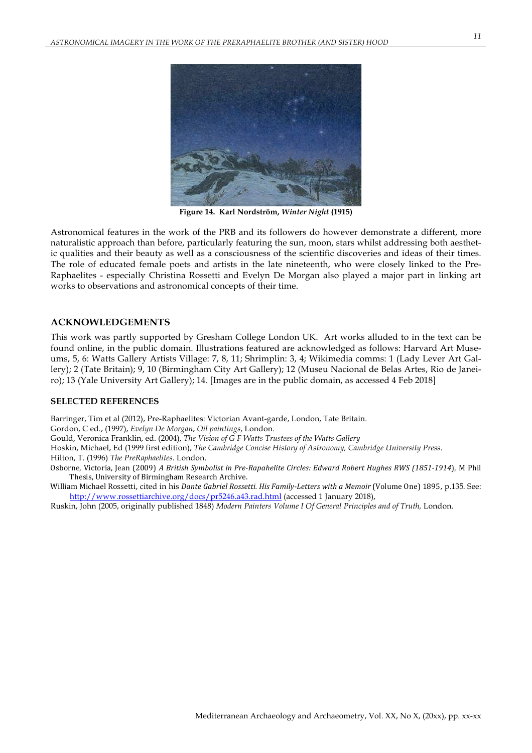**Figure 14. Karl Nordström, *Winter Night* (1915)**

Astronomical features in the work of the PRB and its followers do however demonstrate a different, more naturalistic approach than before, particularly featuring the sun, moon, stars whilst addressing both aesthetic qualities and their beauty as well as a consciousness of the scientific discoveries and ideas of their times. The role of educated female poets and artists in the late nineteenth, who were closely linked to the Pre-Raphaelites - especially Christina Rossetti and Evelyn De Morgan also played a major part in linking art works to observations and astronomical concepts of their time.

## ACKNOWLEDGEMENTS

This work was partly supported by Gresham College London UK. Art works alluded to in the text can be found online, in the public domain. Illustrations featured are acknowledged as follows: Harvard Art Museums, 5, 6: Watts Gallery Artists Village: 7, 8, 11; Shrimplin: 3, 4; Wikimedia comms: 1 (Lady Lever Art Gallery); 2 (Tate Britain); 9, 10 (Birmingham City Art Gallery); 12 (Museu Nacional de Belas Artes, Rio de Janeiro); 13 (Yale University Art Gallery); 14. [Images are in the public domain, as accessed 4 Feb 2018]

### SELECTED REFERENCES

Barringer, Tim et al (2012), Pre-Raphaelites: Victorian Avant-garde, London, Tate Britain.

Gordon, C ed., (1997), *Evelyn De Morgan*, *Oil paintings*, London.

Gould, Veronica Franklin, ed. (2004), *The Vision of G F Watts Trustees of the Watts Gallery*

Hoskin, Michael, Ed (1999 first edition), *The Cambridge Concise History of Astronomy, Cambridge University Press*.

Hilton, T. (1996) *The PreRaphaelites*. London.

Osborne, Victoria, Jean (2009) *A British Symbolist in Pre-Rapahelite Circles: Edward Robert Hughes RWS (1851-1914*), M Phil Thesis, University of Birmingham Research Archive.

William Michael Rossetti, cited in his *Dante Gabriel Rossetti. His Family-Letters with a Memoir* (Volume One) 1895, p.135. See: http://www.rossettiarchive.org/docs/pr5246.a43.rad.html (accessed 1 January 2018),

Ruskin, John (2005, originally published 1848) *Modern Painters Volume I Of General Principles and of Truth,* London.